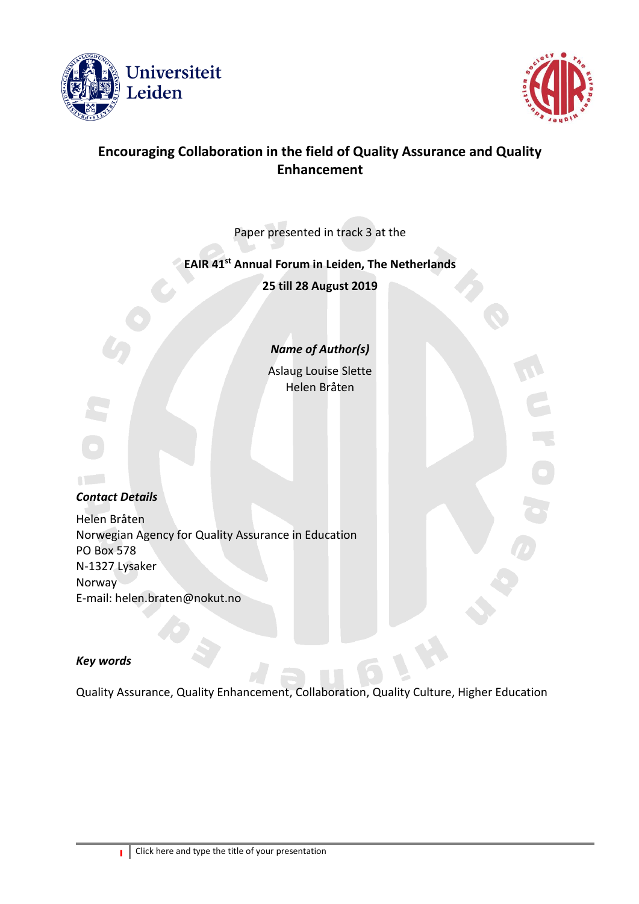# Encouraging Collaboration in the field of Quality Assurance and Quality Enhancement

Paper presented in track 3 at the

**EAIR 41st Annual Forum in Leiden, The Netherlands**

**25 till 28 August 2019**

***Name of Author(s)***

Aslaug Louise Slette
Helen Bråten

***Contact Details***

Helen Bråten
Norwegian Agency for Quality Assurance in Education
PO Box 578
N-1327 Lysaker
Norway
E-mail: helen.braten@nokut.no

***Key words***

Quality Assurance, Quality Enhancement, Collaboration, Quality Culture, Higher Education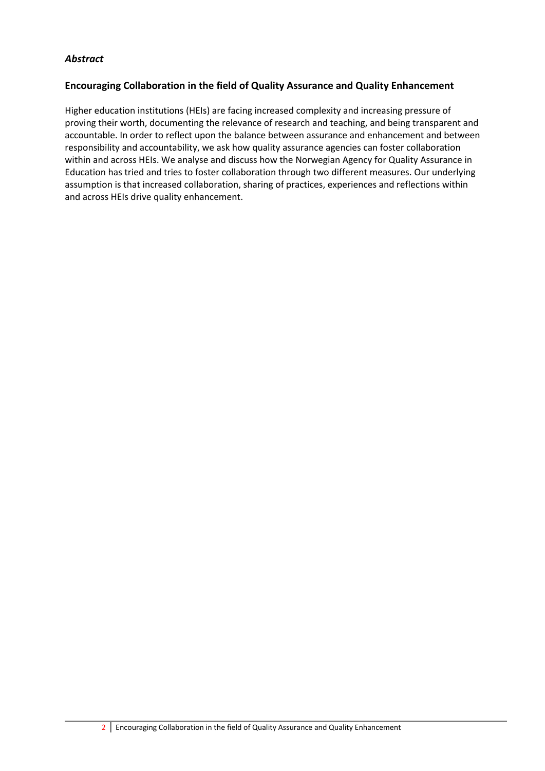### *Abstract*

## Encouraging Collaboration in the field of Quality Assurance and Quality Enhancement

Higher education institutions (HEIs) are facing increased complexity and increasing pressure of proving their worth, documenting the relevance of research and teaching, and being transparent and accountable. In order to reflect upon the balance between assurance and enhancement and between responsibility and accountability, we ask how quality assurance agencies can foster collaboration within and across HEIs. We analyse and discuss how the Norwegian Agency for Quality Assurance in Education has tried and tries to foster collaboration through two different measures. Our underlying assumption is that increased collaboration, sharing of practices, experiences and reflections within and across HEIs drive quality enhancement.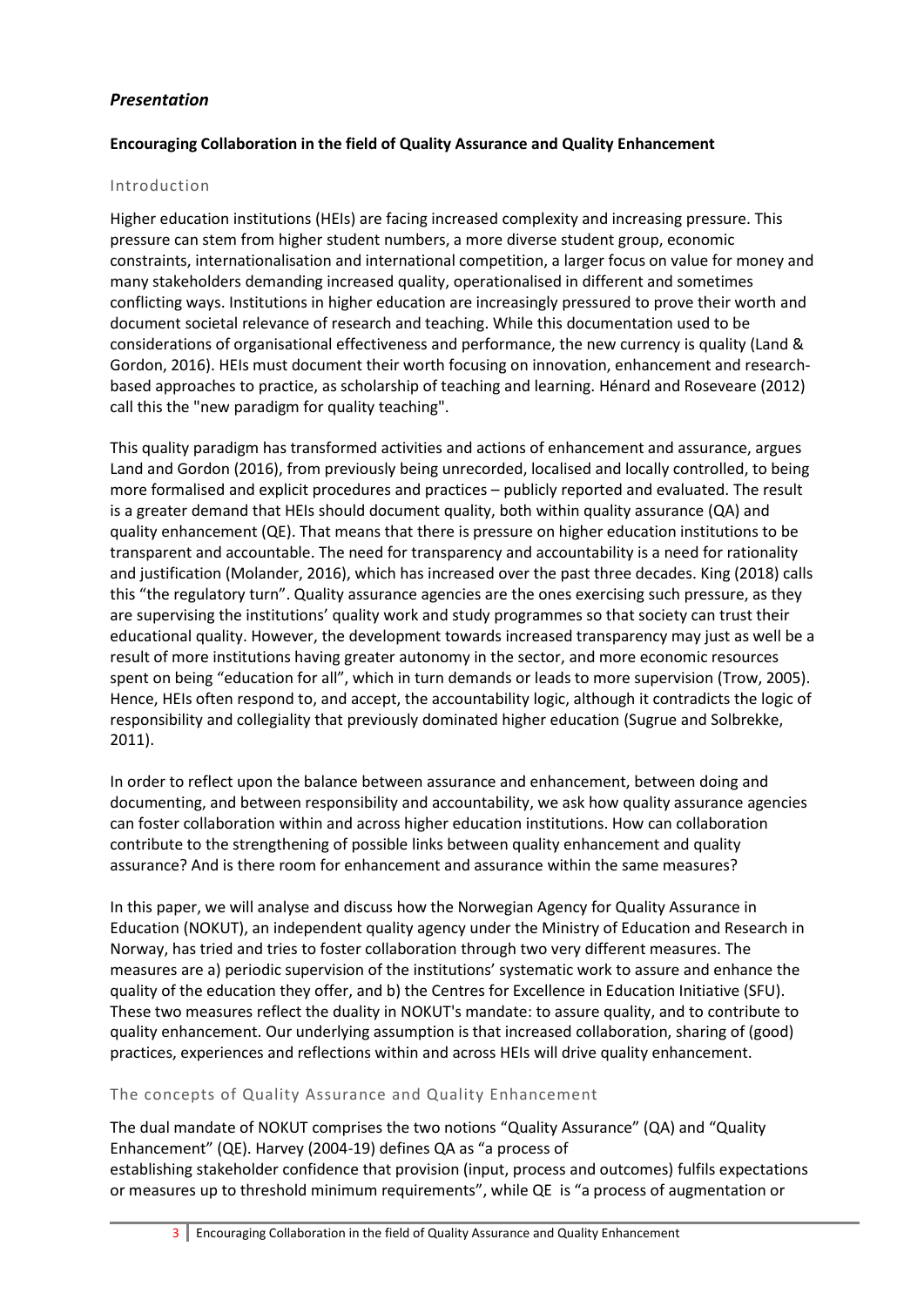## *Presentation*

### Encouraging Collaboration in the field of Quality Assurance and Quality Enhancement

#### Introduction

Higher education institutions (HEIs) are facing increased complexity and increasing pressure. This pressure can stem from higher student numbers, a more diverse student group, economic constraints, internationalisation and international competition, a larger focus on value for money and many stakeholders demanding increased quality, operationalised in different and sometimes conflicting ways. Institutions in higher education are increasingly pressured to prove their worth and document societal relevance of research and teaching. While this documentation used to be considerations of organisational effectiveness and performance, the new currency is quality (Land & Gordon, 2016). HEIs must document their worth focusing on innovation, enhancement and research-based approaches to practice, as scholarship of teaching and learning. Hénard and Roseveare (2012) call this the "new paradigm for quality teaching".

This quality paradigm has transformed activities and actions of enhancement and assurance, argues Land and Gordon (2016), from previously being unrecorded, localised and locally controlled, to being more formalised and explicit procedures and practices – publicly reported and evaluated. The result is a greater demand that HEIs should document quality, both within quality assurance (QA) and quality enhancement (QE). That means that there is pressure on higher education institutions to be transparent and accountable. The need for transparency and accountability is a need for rationality and justification (Molander, 2016), which has increased over the past three decades. King (2018) calls this "the regulatory turn". Quality assurance agencies are the ones exercising such pressure, as they are supervising the institutions' quality work and study programmes so that society can trust their educational quality. However, the development towards increased transparency may just as well be a result of more institutions having greater autonomy in the sector, and more economic resources spent on being "education for all", which in turn demands or leads to more supervision (Trow, 2005). Hence, HEIs often respond to, and accept, the accountability logic, although it contradicts the logic of responsibility and collegiality that previously dominated higher education (Sugrue and Solbrekke, 2011).

In order to reflect upon the balance between assurance and enhancement, between doing and documenting, and between responsibility and accountability, we ask how quality assurance agencies can foster collaboration within and across higher education institutions. How can collaboration contribute to the strengthening of possible links between quality enhancement and quality assurance? And is there room for enhancement and assurance within the same measures?

In this paper, we will analyse and discuss how the Norwegian Agency for Quality Assurance in Education (NOKUT), an independent quality agency under the Ministry of Education and Research in Norway, has tried and tries to foster collaboration through two very different measures. The measures are a) periodic supervision of the institutions' systematic work to assure and enhance the quality of the education they offer, and b) the Centres for Excellence in Education Initiative (SFU). These two measures reflect the duality in NOKUT's mandate: to assure quality, and to contribute to quality enhancement. Our underlying assumption is that increased collaboration, sharing of (good) practices, experiences and reflections within and across HEIs will drive quality enhancement.

#### The concepts of Quality Assurance and Quality Enhancement

The dual mandate of NOKUT comprises the two notions "Quality Assurance" (QA) and "Quality Enhancement" (QE). Harvey (2004-19) defines QA as "a process of establishing stakeholder confidence that provision (input, process and outcomes) fulfils expectations or measures up to threshold minimum requirements", while QE is "a process of augmentation or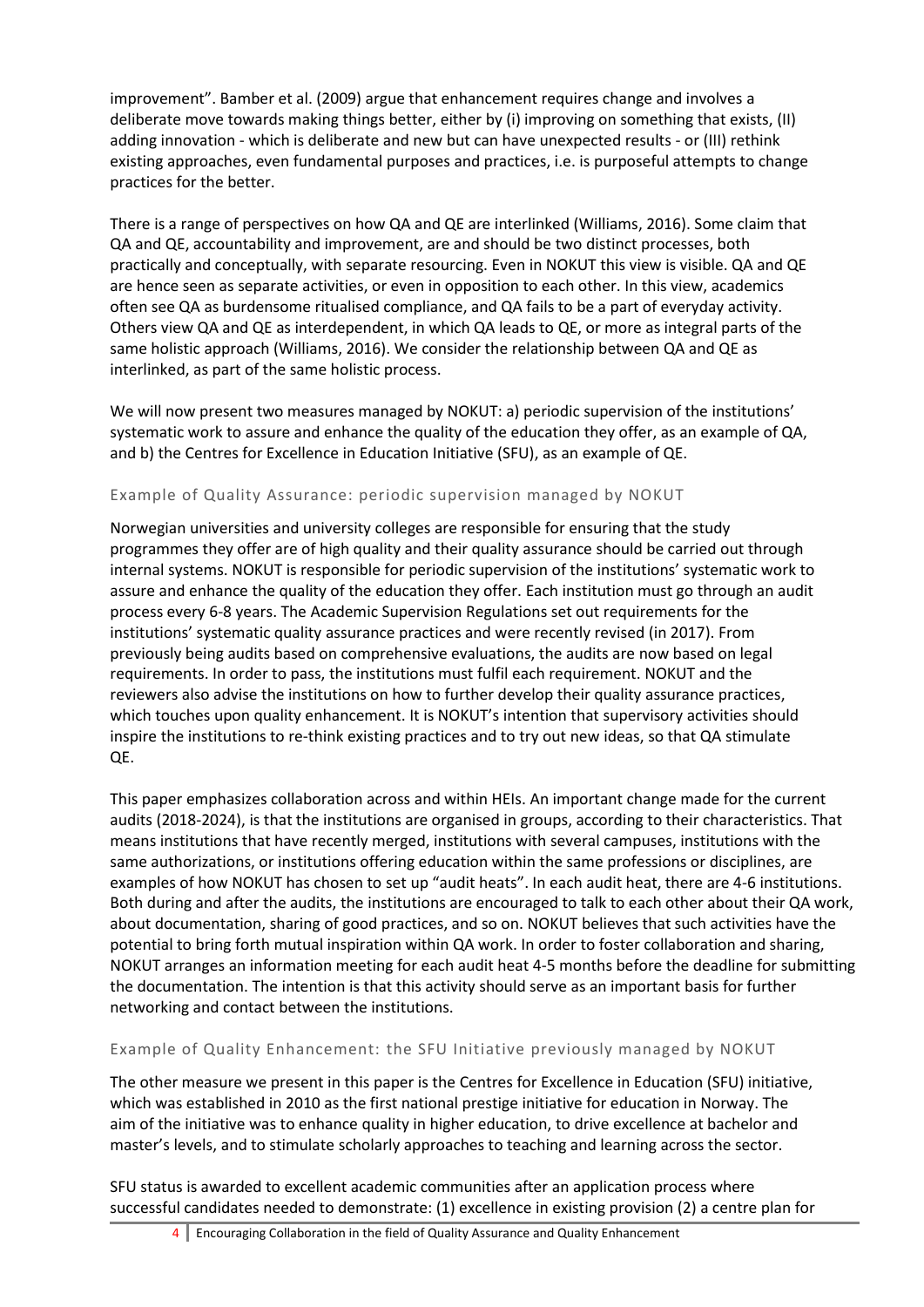improvement". Bamber et al. (2009) argue that enhancement requires change and involves a deliberate move towards making things better, either by (i) improving on something that exists, (II) adding innovation - which is deliberate and new but can have unexpected results - or (III) rethink existing approaches, even fundamental purposes and practices, i.e. is purposeful attempts to change practices for the better.

There is a range of perspectives on how QA and QE are interlinked (Williams, 2016). Some claim that QA and QE, accountability and improvement, are and should be two distinct processes, both practically and conceptually, with separate resourcing. Even in NOKUT this view is visible. QA and QE are hence seen as separate activities, or even in opposition to each other. In this view, academics often see QA as burdensome ritualised compliance, and QA fails to be a part of everyday activity. Others view QA and QE as interdependent, in which QA leads to QE, or more as integral parts of the same holistic approach (Williams, 2016). We consider the relationship between QA and QE as interlinked, as part of the same holistic process.

We will now present two measures managed by NOKUT: a) periodic supervision of the institutions' systematic work to assure and enhance the quality of the education they offer, as an example of QA, and b) the Centres for Excellence in Education Initiative (SFU), as an example of QE.

### Example of Quality Assurance: periodic supervision managed by NOKUT

Norwegian universities and university colleges are responsible for ensuring that the study programmes they offer are of high quality and their quality assurance should be carried out through internal systems. NOKUT is responsible for periodic supervision of the institutions' systematic work to assure and enhance the quality of the education they offer. Each institution must go through an audit process every 6-8 years. The Academic Supervision Regulations set out requirements for the institutions' systematic quality assurance practices and were recently revised (in 2017). From previously being audits based on comprehensive evaluations, the audits are now based on legal requirements. In order to pass, the institutions must fulfil each requirement. NOKUT and the reviewers also advise the institutions on how to further develop their quality assurance practices, which touches upon quality enhancement. It is NOKUT's intention that supervisory activities should inspire the institutions to re-think existing practices and to try out new ideas, so that QA stimulate QE.

This paper emphasizes collaboration across and within HEIs. An important change made for the current audits (2018-2024), is that the institutions are organised in groups, according to their characteristics. That means institutions that have recently merged, institutions with several campuses, institutions with the same authorizations, or institutions offering education within the same professions or disciplines, are examples of how NOKUT has chosen to set up "audit heats". In each audit heat, there are 4-6 institutions. Both during and after the audits, the institutions are encouraged to talk to each other about their QA work, about documentation, sharing of good practices, and so on. NOKUT believes that such activities have the potential to bring forth mutual inspiration within QA work. In order to foster collaboration and sharing, NOKUT arranges an information meeting for each audit heat 4-5 months before the deadline for submitting the documentation. The intention is that this activity should serve as an important basis for further networking and contact between the institutions.

### Example of Quality Enhancement: the SFU Initiative previously managed by NOKUT

The other measure we present in this paper is the Centres for Excellence in Education (SFU) initiative, which was established in 2010 as the first national prestige initiative for education in Norway. The aim of the initiative was to enhance quality in higher education, to drive excellence at bachelor and master's levels, and to stimulate scholarly approaches to teaching and learning across the sector.

SFU status is awarded to excellent academic communities after an application process where successful candidates needed to demonstrate: (1) excellence in existing provision (2) a centre plan for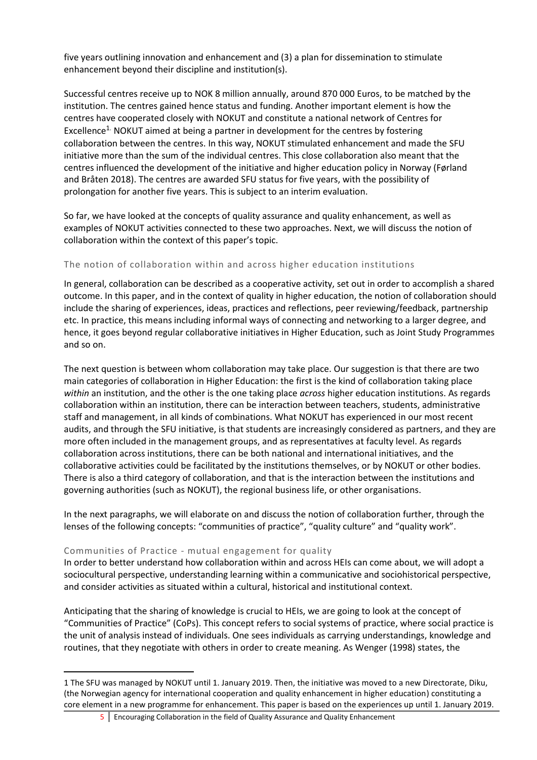five years outlining innovation and enhancement and (3) a plan for dissemination to stimulate enhancement beyond their discipline and institution(s).

Successful centres receive up to NOK 8 million annually, around 870 000 Euros, to be matched by the institution. The centres gained hence status and funding. Another important element is how the centres have cooperated closely with NOKUT and constitute a national network of Centres for Excellence[1]. NOKUT aimed at being a partner in development for the centres by fostering collaboration between the centres. In this way, NOKUT stimulated enhancement and made the SFU initiative more than the sum of the individual centres. This close collaboration also meant that the centres influenced the development of the initiative and higher education policy in Norway (Førland and Bråten 2018). The centres are awarded SFU status for five years, with the possibility of prolongation for another five years. This is subject to an interim evaluation.

So far, we have looked at the concepts of quality assurance and quality enhancement, as well as examples of NOKUT activities connected to these two approaches. Next, we will discuss the notion of collaboration within the context of this paper's topic.

## The notion of collaboration within and across higher education institutions

In general, collaboration can be described as a cooperative activity, set out in order to accomplish a shared outcome. In this paper, and in the context of quality in higher education, the notion of collaboration should include the sharing of experiences, ideas, practices and reflections, peer reviewing/feedback, partnership etc. In practice, this means including informal ways of connecting and networking to a larger degree, and hence, it goes beyond regular collaborative initiatives in Higher Education, such as Joint Study Programmes and so on.

The next question is between whom collaboration may take place. Our suggestion is that there are two main categories of collaboration in Higher Education: the first is the kind of collaboration taking place *within* an institution, and the other is the one taking place *across* higher education institutions. As regards collaboration within an institution, there can be interaction between teachers, students, administrative staff and management, in all kinds of combinations. What NOKUT has experienced in our most recent audits, and through the SFU initiative, is that students are increasingly considered as partners, and they are more often included in the management groups, and as representatives at faculty level. As regards collaboration across institutions, there can be both national and international initiatives, and the collaborative activities could be facilitated by the institutions themselves, or by NOKUT or other bodies. There is also a third category of collaboration, and that is the interaction between the institutions and governing authorities (such as NOKUT), the regional business life, or other organisations.

In the next paragraphs, we will elaborate on and discuss the notion of collaboration further, through the lenses of the following concepts: "communities of practice", "quality culture" and "quality work".

## Communities of Practice - mutual engagement for quality

In order to better understand how collaboration within and across HEIs can come about, we will adopt a sociocultural perspective, understanding learning within a communicative and sociohistorical perspective, and consider activities as situated within a cultural, historical and institutional context.

Anticipating that the sharing of knowledge is crucial to HEIs, we are going to look at the concept of "Communities of Practice" (CoPs). This concept refers to social systems of practice, where social practice is the unit of analysis instead of individuals. One sees individuals as carrying understandings, knowledge and routines, that they negotiate with others in order to create meaning. As Wenger (1998) states, the

1 The SFU was managed by NOKUT until 1. January 2019. Then, the initiative was moved to a new Directorate, Diku, (the Norwegian agency for international cooperation and quality enhancement in higher education) constituting a core element in a new programme for enhancement. This paper is based on the experiences up until 1. January 2019.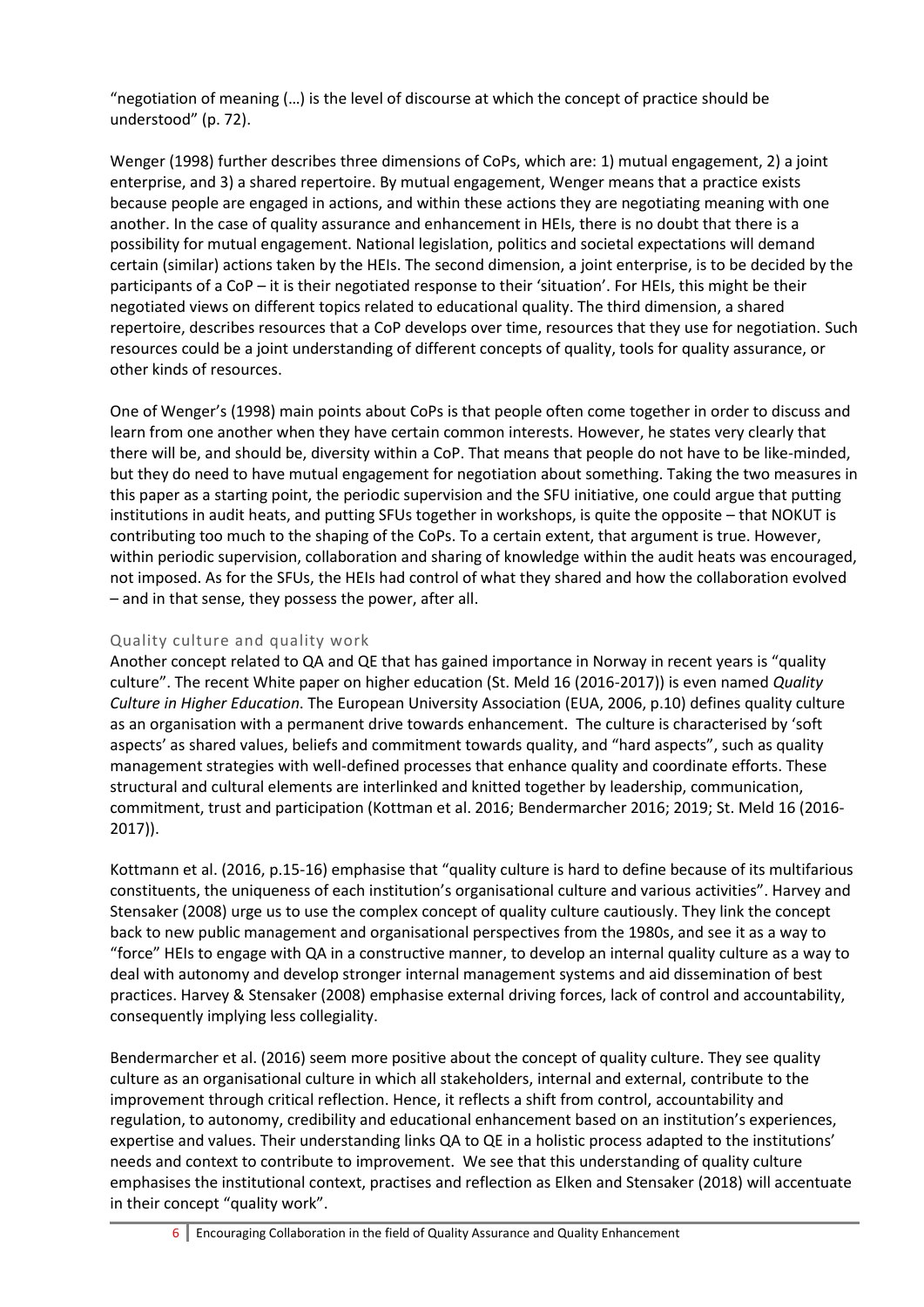"negotiation of meaning (…) is the level of discourse at which the concept of practice should be understood" (p. 72).

Wenger (1998) further describes three dimensions of CoPs, which are: 1) mutual engagement, 2) a joint enterprise, and 3) a shared repertoire. By mutual engagement, Wenger means that a practice exists because people are engaged in actions, and within these actions they are negotiating meaning with one another. In the case of quality assurance and enhancement in HEIs, there is no doubt that there is a possibility for mutual engagement. National legislation, politics and societal expectations will demand certain (similar) actions taken by the HEIs. The second dimension, a joint enterprise, is to be decided by the participants of a CoP – it is their negotiated response to their 'situation'. For HEIs, this might be their negotiated views on different topics related to educational quality. The third dimension, a shared repertoire, describes resources that a CoP develops over time, resources that they use for negotiation. Such resources could be a joint understanding of different concepts of quality, tools for quality assurance, or other kinds of resources.

One of Wenger's (1998) main points about CoPs is that people often come together in order to discuss and learn from one another when they have certain common interests. However, he states very clearly that there will be, and should be, diversity within a CoP. That means that people do not have to be like-minded, but they do need to have mutual engagement for negotiation about something. Taking the two measures in this paper as a starting point, the periodic supervision and the SFU initiative, one could argue that putting institutions in audit heats, and putting SFUs together in workshops, is quite the opposite – that NOKUT is contributing too much to the shaping of the CoPs. To a certain extent, that argument is true. However, within periodic supervision, collaboration and sharing of knowledge within the audit heats was encouraged, not imposed. As for the SFUs, the HEIs had control of what they shared and how the collaboration evolved – and in that sense, they possess the power, after all.

### Quality culture and quality work

Another concept related to QA and QE that has gained importance in Norway in recent years is "quality culture". The recent White paper on higher education (St. Meld 16 (2016-2017)) is even named *Quality Culture in Higher Education*. The European University Association (EUA, 2006, p.10) defines quality culture as an organisation with a permanent drive towards enhancement. The culture is characterised by 'soft aspects' as shared values, beliefs and commitment towards quality, and "hard aspects", such as quality management strategies with well-defined processes that enhance quality and coordinate efforts. These structural and cultural elements are interlinked and knitted together by leadership, communication, commitment, trust and participation (Kottman et al. 2016; Bendermarcher 2016; 2019; St. Meld 16 (2016-2017)).

Kottmann et al. (2016, p.15-16) emphasise that "quality culture is hard to define because of its multifarious constituents, the uniqueness of each institution's organisational culture and various activities". Harvey and Stensaker (2008) urge us to use the complex concept of quality culture cautiously. They link the concept back to new public management and organisational perspectives from the 1980s, and see it as a way to "force" HEIs to engage with QA in a constructive manner, to develop an internal quality culture as a way to deal with autonomy and develop stronger internal management systems and aid dissemination of best practices. Harvey & Stensaker (2008) emphasise external driving forces, lack of control and accountability, consequently implying less collegiality.

Bendermarcher et al. (2016) seem more positive about the concept of quality culture. They see quality culture as an organisational culture in which all stakeholders, internal and external, contribute to the improvement through critical reflection. Hence, it reflects a shift from control, accountability and regulation, to autonomy, credibility and educational enhancement based on an institution's experiences, expertise and values. Their understanding links QA to QE in a holistic process adapted to the institutions' needs and context to contribute to improvement. We see that this understanding of quality culture emphasises the institutional context, practises and reflection as Elken and Stensaker (2018) will accentuate in their concept "quality work".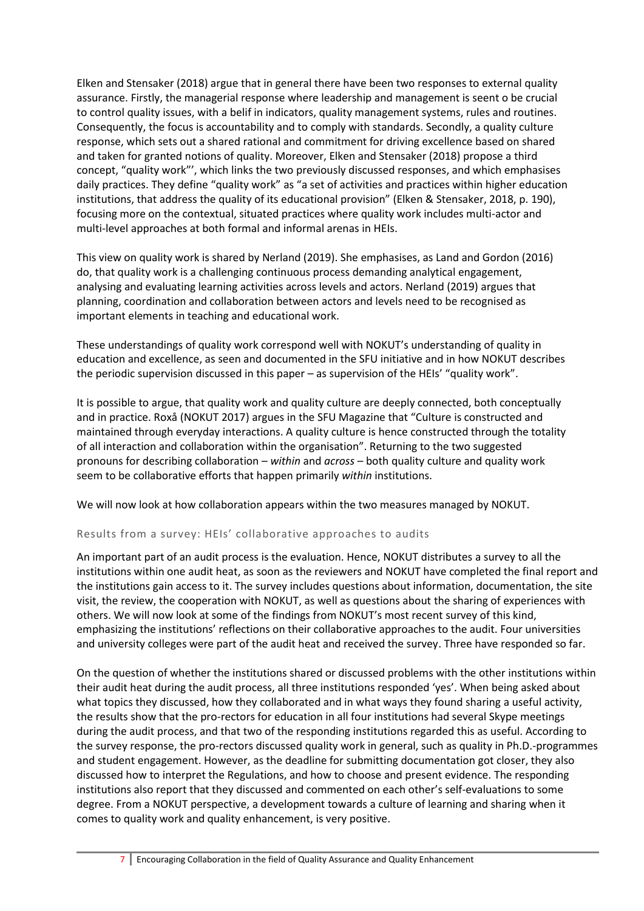Elken and Stensaker (2018) argue that in general there have been two responses to external quality assurance. Firstly, the managerial response where leadership and management is seent o be crucial to control quality issues, with a belif in indicators, quality management systems, rules and routines. Consequently, the focus is accountability and to comply with standards. Secondly, a quality culture response, which sets out a shared rational and commitment for driving excellence based on shared and taken for granted notions of quality. Moreover, Elken and Stensaker (2018) propose a third concept, "quality work"', which links the two previously discussed responses, and which emphasises daily practices. They define "quality work" as "a set of activities and practices within higher education institutions, that address the quality of its educational provision" (Elken & Stensaker, 2018, p. 190), focusing more on the contextual, situated practices where quality work includes multi-actor and multi-level approaches at both formal and informal arenas in HEIs.

This view on quality work is shared by Nerland (2019). She emphasises, as Land and Gordon (2016) do, that quality work is a challenging continuous process demanding analytical engagement, analysing and evaluating learning activities across levels and actors. Nerland (2019) argues that planning, coordination and collaboration between actors and levels need to be recognised as important elements in teaching and educational work.

These understandings of quality work correspond well with NOKUT's understanding of quality in education and excellence, as seen and documented in the SFU initiative and in how NOKUT describes the periodic supervision discussed in this paper – as supervision of the HEIs' "quality work".

It is possible to argue, that quality work and quality culture are deeply connected, both conceptually and in practice. Roxå (NOKUT 2017) argues in the SFU Magazine that "Culture is constructed and maintained through everyday interactions. A quality culture is hence constructed through the totality of all interaction and collaboration within the organisation". Returning to the two suggested pronouns for describing collaboration – *within* and *across* – both quality culture and quality work seem to be collaborative efforts that happen primarily *within* institutions.

We will now look at how collaboration appears within the two measures managed by NOKUT.

### Results from a survey: HEIs' collaborative approaches to audits

An important part of an audit process is the evaluation. Hence, NOKUT distributes a survey to all the institutions within one audit heat, as soon as the reviewers and NOKUT have completed the final report and the institutions gain access to it. The survey includes questions about information, documentation, the site visit, the review, the cooperation with NOKUT, as well as questions about the sharing of experiences with others. We will now look at some of the findings from NOKUT's most recent survey of this kind, emphasizing the institutions' reflections on their collaborative approaches to the audit. Four universities and university colleges were part of the audit heat and received the survey. Three have responded so far.

On the question of whether the institutions shared or discussed problems with the other institutions within their audit heat during the audit process, all three institutions responded 'yes'. When being asked about what topics they discussed, how they collaborated and in what ways they found sharing a useful activity, the results show that the pro-rectors for education in all four institutions had several Skype meetings during the audit process, and that two of the responding institutions regarded this as useful. According to the survey response, the pro-rectors discussed quality work in general, such as quality in Ph.D.-programmes and student engagement. However, as the deadline for submitting documentation got closer, they also discussed how to interpret the Regulations, and how to choose and present evidence. The responding institutions also report that they discussed and commented on each other's self-evaluations to some degree. From a NOKUT perspective, a development towards a culture of learning and sharing when it comes to quality work and quality enhancement, is very positive.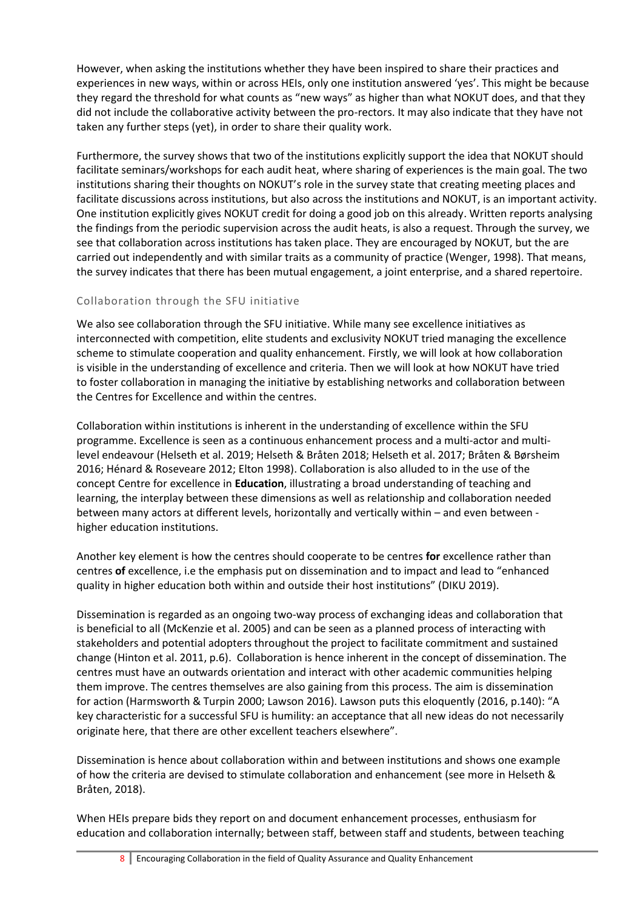However, when asking the institutions whether they have been inspired to share their practices and experiences in new ways, within or across HEIs, only one institution answered 'yes'. This might be because they regard the threshold for what counts as "new ways" as higher than what NOKUT does, and that they did not include the collaborative activity between the pro-rectors. It may also indicate that they have not taken any further steps (yet), in order to share their quality work.

Furthermore, the survey shows that two of the institutions explicitly support the idea that NOKUT should facilitate seminars/workshops for each audit heat, where sharing of experiences is the main goal. The two institutions sharing their thoughts on NOKUT's role in the survey state that creating meeting places and facilitate discussions across institutions, but also across the institutions and NOKUT, is an important activity. One institution explicitly gives NOKUT credit for doing a good job on this already. Written reports analysing the findings from the periodic supervision across the audit heats, is also a request. Through the survey, we see that collaboration across institutions has taken place. They are encouraged by NOKUT, but the are carried out independently and with similar traits as a community of practice (Wenger, 1998). That means, the survey indicates that there has been mutual engagement, a joint enterprise, and a shared repertoire.

### Collaboration through the SFU initiative

We also see collaboration through the SFU initiative. While many see excellence initiatives as interconnected with competition, elite students and exclusivity NOKUT tried managing the excellence scheme to stimulate cooperation and quality enhancement. Firstly, we will look at how collaboration is visible in the understanding of excellence and criteria. Then we will look at how NOKUT have tried to foster collaboration in managing the initiative by establishing networks and collaboration between the Centres for Excellence and within the centres.

Collaboration within institutions is inherent in the understanding of excellence within the SFU programme. Excellence is seen as a continuous enhancement process and a multi-actor and multi-level endeavour (Helseth et al. 2019; Helseth & Bråten 2018; Helseth et al. 2017; Bråten & Børsheim 2016; Hénard & Roseveare 2012; Elton 1998). Collaboration is also alluded to in the use of the concept Centre for excellence in **Education**, illustrating a broad understanding of teaching and learning, the interplay between these dimensions as well as relationship and collaboration needed between many actors at different levels, horizontally and vertically within – and even between - higher education institutions.

Another key element is how the centres should cooperate to be centres **for** excellence rather than centres **of** excellence, i.e the emphasis put on dissemination and to impact and lead to "enhanced quality in higher education both within and outside their host institutions" (DIKU 2019).

Dissemination is regarded as an ongoing two-way process of exchanging ideas and collaboration that is beneficial to all (McKenzie et al. 2005) and can be seen as a planned process of interacting with stakeholders and potential adopters throughout the project to facilitate commitment and sustained change (Hinton et al. 2011, p.6). Collaboration is hence inherent in the concept of dissemination. The centres must have an outwards orientation and interact with other academic communities helping them improve. The centres themselves are also gaining from this process. The aim is dissemination for action (Harmsworth & Turpin 2000; Lawson 2016). Lawson puts this eloquently (2016, p.140): "A key characteristic for a successful SFU is humility: an acceptance that all new ideas do not necessarily originate here, that there are other excellent teachers elsewhere".

Dissemination is hence about collaboration within and between institutions and shows one example of how the criteria are devised to stimulate collaboration and enhancement (see more in Helseth & Bråten, 2018).

When HEIs prepare bids they report on and document enhancement processes, enthusiasm for education and collaboration internally; between staff, between staff and students, between teaching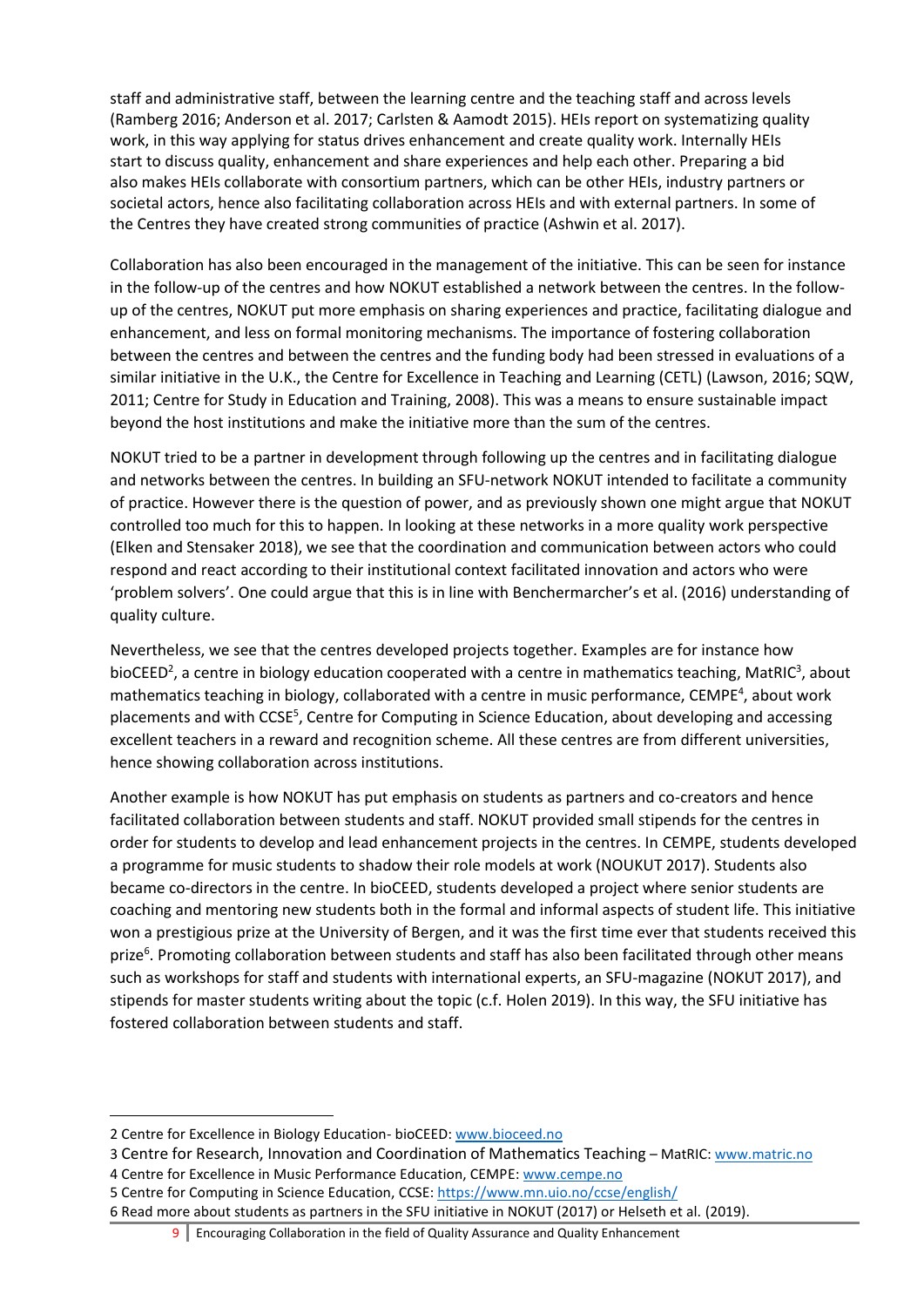staff and administrative staff, between the learning centre and the teaching staff and across levels (Ramberg 2016; Anderson et al. 2017; Carlsten & Aamodt 2015). HEIs report on systematizing quality work, in this way applying for status drives enhancement and create quality work. Internally HEIs start to discuss quality, enhancement and share experiences and help each other. Preparing a bid also makes HEIs collaborate with consortium partners, which can be other HEIs, industry partners or societal actors, hence also facilitating collaboration across HEIs and with external partners. In some of the Centres they have created strong communities of practice (Ashwin et al. 2017).

Collaboration has also been encouraged in the management of the initiative. This can be seen for instance in the follow-up of the centres and how NOKUT established a network between the centres. In the follow-up of the centres, NOKUT put more emphasis on sharing experiences and practice, facilitating dialogue and enhancement, and less on formal monitoring mechanisms. The importance of fostering collaboration between the centres and between the centres and the funding body had been stressed in evaluations of a similar initiative in the U.K., the Centre for Excellence in Teaching and Learning (CETL) (Lawson, 2016; SQW, 2011; Centre for Study in Education and Training, 2008). This was a means to ensure sustainable impact beyond the host institutions and make the initiative more than the sum of the centres.

NOKUT tried to be a partner in development through following up the centres and in facilitating dialogue and networks between the centres. In building an SFU-network NOKUT intended to facilitate a community of practice. However there is the question of power, and as previously shown one might argue that NOKUT controlled too much for this to happen. In looking at these networks in a more quality work perspective (Elken and Stensaker 2018), we see that the coordination and communication between actors who could respond and react according to their institutional context facilitated innovation and actors who were 'problem solvers'. One could argue that this is in line with Benchermarcher's et al. (2016) understanding of quality culture.

Nevertheless, we see that the centres developed projects together. Examples are for instance how bioCEED[2], a centre in biology education cooperated with a centre in mathematics teaching, MatRIC[3], about mathematics teaching in biology, collaborated with a centre in music performance, CEMPE[4], about work placements and with CCSE[5], Centre for Computing in Science Education, about developing and accessing excellent teachers in a reward and recognition scheme. All these centres are from different universities, hence showing collaboration across institutions.

Another example is how NOKUT has put emphasis on students as partners and co-creators and hence facilitated collaboration between students and staff. NOKUT provided small stipends for the centres in order for students to develop and lead enhancement projects in the centres. In CEMPE, students developed a programme for music students to shadow their role models at work (NOUKUT 2017). Students also became co-directors in the centre. In bioCEED, students developed a project where senior students are coaching and mentoring new students both in the formal and informal aspects of student life. This initiative won a prestigious prize at the University of Bergen, and it was the first time ever that students received this prize[6]. Promoting collaboration between students and staff has also been facilitated through other means such as workshops for staff and students with international experts, an SFU-magazine (NOKUT 2017), and stipends for master students writing about the topic (c.f. Holen 2019). In this way, the SFU initiative has fostered collaboration between students and staff.

---

2 Centre for Excellence in Biology Education- bioCEED: www.bioceed.no

3 Centre for Research, Innovation and Coordination of Mathematics Teaching – MatRIC: www.matric.no

4 Centre for Excellence in Music Performance Education, CEMPE: www.cempe.no

5 Centre for Computing in Science Education, CCSE: https://www.mn.uio.no/ccse/english/

6 Read more about students as partners in the SFU initiative in NOKUT (2017) or Helseth et al. (2019).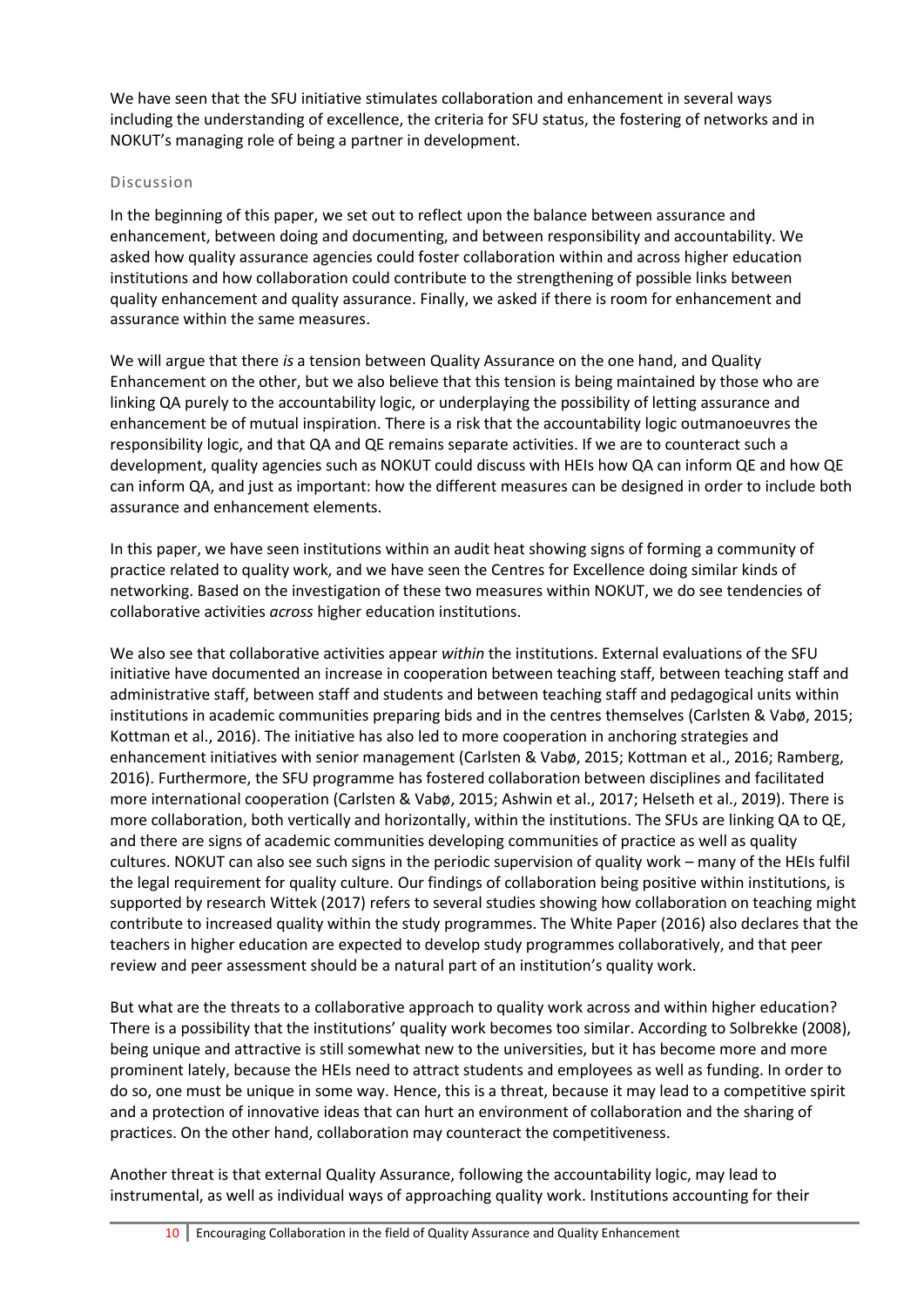We have seen that the SFU initiative stimulates collaboration and enhancement in several ways including the understanding of excellence, the criteria for SFU status, the fostering of networks and in NOKUT's managing role of being a partner in development.

## Discussion

In the beginning of this paper, we set out to reflect upon the balance between assurance and enhancement, between doing and documenting, and between responsibility and accountability. We asked how quality assurance agencies could foster collaboration within and across higher education institutions and how collaboration could contribute to the strengthening of possible links between quality enhancement and quality assurance. Finally, we asked if there is room for enhancement and assurance within the same measures.

We will argue that there *is* a tension between Quality Assurance on the one hand, and Quality Enhancement on the other, but we also believe that this tension is being maintained by those who are linking QA purely to the accountability logic, or underplaying the possibility of letting assurance and enhancement be of mutual inspiration. There is a risk that the accountability logic outmanoeuvres the responsibility logic, and that QA and QE remains separate activities. If we are to counteract such a development, quality agencies such as NOKUT could discuss with HEIs how QA can inform QE and how QE can inform QA, and just as important: how the different measures can be designed in order to include both assurance and enhancement elements.

In this paper, we have seen institutions within an audit heat showing signs of forming a community of practice related to quality work, and we have seen the Centres for Excellence doing similar kinds of networking. Based on the investigation of these two measures within NOKUT, we do see tendencies of collaborative activities *across* higher education institutions.

We also see that collaborative activities appear *within* the institutions. External evaluations of the SFU initiative have documented an increase in cooperation between teaching staff, between teaching staff and administrative staff, between staff and students and between teaching staff and pedagogical units within institutions in academic communities preparing bids and in the centres themselves (Carlsten & Vabø, 2015; Kottman et al., 2016). The initiative has also led to more cooperation in anchoring strategies and enhancement initiatives with senior management (Carlsten & Vabø, 2015; Kottman et al., 2016; Ramberg, 2016). Furthermore, the SFU programme has fostered collaboration between disciplines and facilitated more international cooperation (Carlsten & Vabø, 2015; Ashwin et al., 2017; Helseth et al., 2019). There is more collaboration, both vertically and horizontally, within the institutions. The SFUs are linking QA to QE, and there are signs of academic communities developing communities of practice as well as quality cultures. NOKUT can also see such signs in the periodic supervision of quality work – many of the HEIs fulfil the legal requirement for quality culture. Our findings of collaboration being positive within institutions, is supported by research Wittek (2017) refers to several studies showing how collaboration on teaching might contribute to increased quality within the study programmes. The White Paper (2016) also declares that the teachers in higher education are expected to develop study programmes collaboratively, and that peer review and peer assessment should be a natural part of an institution's quality work.

But what are the threats to a collaborative approach to quality work across and within higher education? There is a possibility that the institutions' quality work becomes too similar. According to Solbrekke (2008), being unique and attractive is still somewhat new to the universities, but it has become more and more prominent lately, because the HEIs need to attract students and employees as well as funding. In order to do so, one must be unique in some way. Hence, this is a threat, because it may lead to a competitive spirit and a protection of innovative ideas that can hurt an environment of collaboration and the sharing of practices. On the other hand, collaboration may counteract the competitiveness.

Another threat is that external Quality Assurance, following the accountability logic, may lead to instrumental, as well as individual ways of approaching quality work. Institutions accounting for their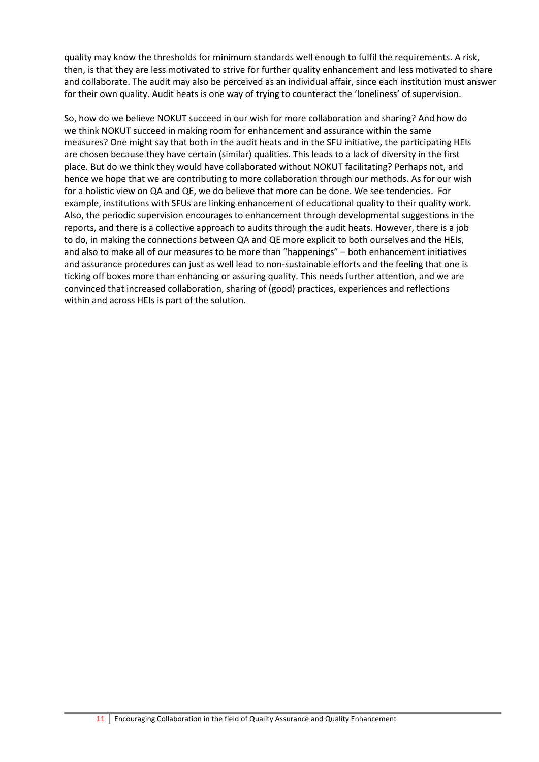quality may know the thresholds for minimum standards well enough to fulfil the requirements. A risk, then, is that they are less motivated to strive for further quality enhancement and less motivated to share and collaborate. The audit may also be perceived as an individual affair, since each institution must answer for their own quality. Audit heats is one way of trying to counteract the 'loneliness' of supervision.

So, how do we believe NOKUT succeed in our wish for more collaboration and sharing? And how do we think NOKUT succeed in making room for enhancement and assurance within the same measures? One might say that both in the audit heats and in the SFU initiative, the participating HEIs are chosen because they have certain (similar) qualities. This leads to a lack of diversity in the first place. But do we think they would have collaborated without NOKUT facilitating? Perhaps not, and hence we hope that we are contributing to more collaboration through our methods. As for our wish for a holistic view on QA and QE, we do believe that more can be done. We see tendencies. For example, institutions with SFUs are linking enhancement of educational quality to their quality work. Also, the periodic supervision encourages to enhancement through developmental suggestions in the reports, and there is a collective approach to audits through the audit heats. However, there is a job to do, in making the connections between QA and QE more explicit to both ourselves and the HEIs, and also to make all of our measures to be more than "happenings" – both enhancement initiatives and assurance procedures can just as well lead to non-sustainable efforts and the feeling that one is ticking off boxes more than enhancing or assuring quality. This needs further attention, and we are convinced that increased collaboration, sharing of (good) practices, experiences and reflections within and across HEIs is part of the solution.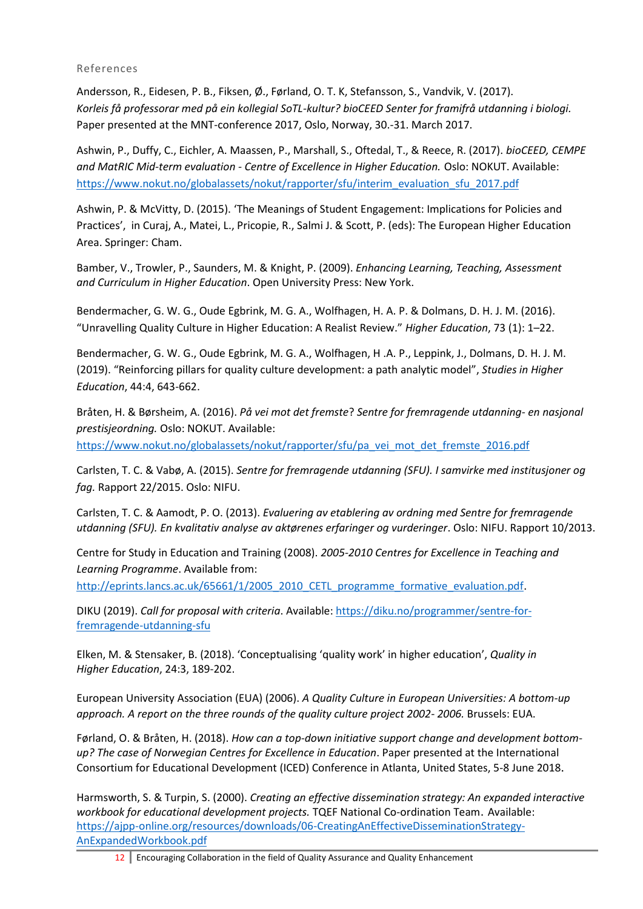References

Andersson, R., Eidesen, P. B., Fiksen, Ø., Førland, O. T. K, Stefansson, S., Vandvik, V. (2017). *Korleis få professorar med på ein kollegial SoTL-kultur? bioCEED Senter for framifrå utdanning i biologi.* Paper presented at the MNT-conference 2017, Oslo, Norway, 30.-31. March 2017.

Ashwin, P., Duffy, C., Eichler, A. Maassen, P., Marshall, S., Oftedal, T., & Reece, R. (2017). *bioCEED, CEMPE and MatRIC Mid-term evaluation - Centre of Excellence in Higher Education.* Oslo: NOKUT. Available: https://www.nokut.no/globalassets/nokut/rapporter/sfu/interim_evaluation_sfu_2017.pdf

Ashwin, P. & McVitty, D. (2015). 'The Meanings of Student Engagement: Implications for Policies and Practices', in Curaj, A., Matei, L., Pricopie, R., Salmi J. & Scott, P. (eds): The European Higher Education Area. Springer: Cham.

Bamber, V., Trowler, P., Saunders, M. & Knight, P. (2009). *Enhancing Learning, Teaching, Assessment and Curriculum in Higher Education*. Open University Press: New York.

Bendermacher, G. W. G., Oude Egbrink, M. G. A., Wolfhagen, H. A. P. & Dolmans, D. H. J. M. (2016). "Unravelling Quality Culture in Higher Education: A Realist Review." *Higher Education*, 73 (1): 1–22.

Bendermacher, G. W. G., Oude Egbrink, M. G. A., Wolfhagen, H .A. P., Leppink, J., Dolmans, D. H. J. M. (2019). "Reinforcing pillars for quality culture development: a path analytic model", *Studies in Higher Education*, 44:4, 643-662.

Bråten, H. & Børsheim, A. (2016). *På vei mot det fremste*? *Sentre for fremragende utdanning- en nasjonal prestisjeordning.* Oslo: NOKUT. Available: https://www.nokut.no/globalassets/nokut/rapporter/sfu/pa_vei_mot_det_fremste_2016.pdf

Carlsten, T. C. & Vabø, A. (2015). *Sentre for fremragende utdanning (SFU). I samvirke med institusjoner og fag.* Rapport 22/2015. Oslo: NIFU.

Carlsten, T. C. & Aamodt, P. O. (2013). *Evaluering av etablering av ordning med Sentre for fremragende utdanning (SFU). En kvalitativ analyse av aktørenes erfaringer og vurderinger*. Oslo: NIFU. Rapport 10/2013.

Centre for Study in Education and Training (2008). *2005-2010 Centres for Excellence in Teaching and Learning Programme*. Available from: http://eprints.lancs.ac.uk/65661/1/2005_2010_CETL_programme_formative_evaluation.pdf.

DIKU (2019). *Call for proposal with criteria*. Available: https://diku.no/programmer/sentre-for-fremragende-utdanning-sfu

Elken, M. & Stensaker, B. (2018). 'Conceptualising 'quality work' in higher education', *Quality in Higher Education*, 24:3, 189-202.

European University Association (EUA) (2006). *A Quality Culture in European Universities: A bottom-up approach. A report on the three rounds of the quality culture project 2002- 2006.* Brussels: EUA.

Førland, O. & Bråten, H. (2018). *How can a top-down initiative support change and development bottom-up? The case of Norwegian Centres for Excellence in Education*. Paper presented at the International Consortium for Educational Development (ICED) Conference in Atlanta, United States, 5-8 June 2018.

Harmsworth, S. & Turpin, S. (2000). *Creating an effective dissemination strategy: An expanded interactive workbook for educational development projects.* TQEF National Co-ordination Team. Available: https://ajpp-online.org/resources/downloads/06-CreatingAnEffectiveDisseminationStrategy-AnExpandedWorkbook.pdf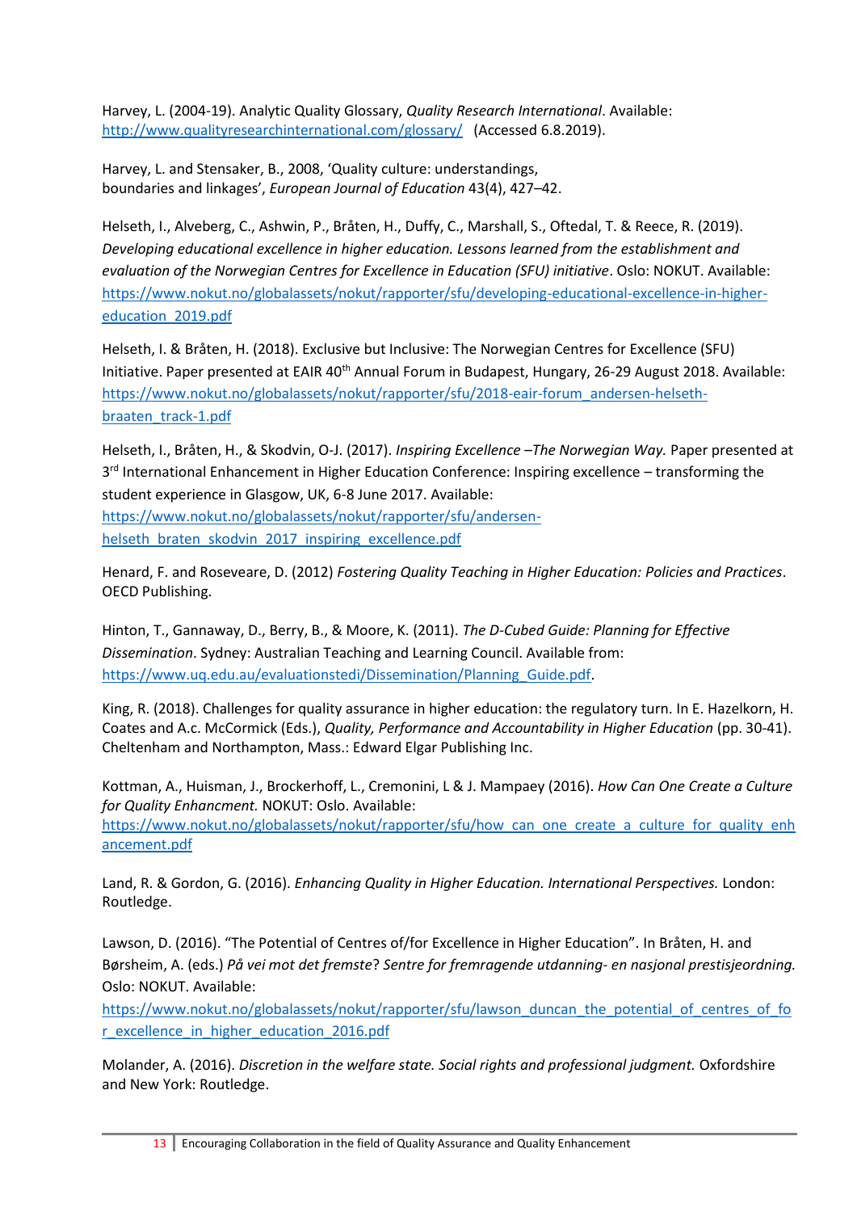Harvey, L. (2004-19). Analytic Quality Glossary, *Quality Research International*. Available: http://www.qualityresearchinternational.com/glossary/ (Accessed 6.8.2019).

Harvey, L. and Stensaker, B., 2008, 'Quality culture: understandings, boundaries and linkages', *European Journal of Education* 43(4), 427–42.

Helseth, I., Alveberg, C., Ashwin, P., Bråten, H., Duffy, C., Marshall, S., Oftedal, T. & Reece, R. (2019). *Developing educational excellence in higher education. Lessons learned from the establishment and evaluation of the Norwegian Centres for Excellence in Education (SFU) initiative*. Oslo: NOKUT. Available: https://www.nokut.no/globalassets/nokut/rapporter/sfu/developing-educational-excellence-in-higher-education_2019.pdf

Helseth, I. & Bråten, H. (2018). Exclusive but Inclusive: The Norwegian Centres for Excellence (SFU) Initiative. Paper presented at EAIR 40th Annual Forum in Budapest, Hungary, 26-29 August 2018. Available: https://www.nokut.no/globalassets/nokut/rapporter/sfu/2018-eair-forum_andersen-helseth-braaten_track-1.pdf

Helseth, I., Bråten, H., & Skodvin, O-J. (2017). *Inspiring Excellence –The Norwegian Way.* Paper presented at 3rd International Enhancement in Higher Education Conference: Inspiring excellence – transforming the student experience in Glasgow, UK, 6-8 June 2017. Available: https://www.nokut.no/globalassets/nokut/rapporter/sfu/andersen-helseth_braten_skodvin_2017_inspiring_excellence.pdf

Henard, F. and Roseveare, D. (2012) *Fostering Quality Teaching in Higher Education: Policies and Practices*. OECD Publishing.

Hinton, T., Gannaway, D., Berry, B., & Moore, K. (2011). *The D-Cubed Guide: Planning for Effective Dissemination*. Sydney: Australian Teaching and Learning Council. Available from: https://www.uq.edu.au/evaluationstedi/Dissemination/Planning_Guide.pdf.

King, R. (2018). Challenges for quality assurance in higher education: the regulatory turn. In E. Hazelkorn, H. Coates and A.c. McCormick (Eds.), *Quality, Performance and Accountability in Higher Education* (pp. 30-41). Cheltenham and Northampton, Mass.: Edward Elgar Publishing Inc.

Kottman, A., Huisman, J., Brockerhoff, L., Cremonini, L & J. Mampaey (2016). *How Can One Create a Culture for Quality Enhancment.* NOKUT: Oslo. Available: https://www.nokut.no/globalassets/nokut/rapporter/sfu/how_can_one_create_a_culture_for_quality_enhancement.pdf

Land, R. & Gordon, G. (2016). *Enhancing Quality in Higher Education. International Perspectives.* London: Routledge.

Lawson, D. (2016). "The Potential of Centres of/for Excellence in Higher Education". In Bråten, H. and Børsheim, A. (eds.) *På vei mot det fremste*? *Sentre for fremragende utdanning- en nasjonal prestisjeordning.* Oslo: NOKUT. Available: https://www.nokut.no/globalassets/nokut/rapporter/sfu/lawson_duncan_the_potential_of_centres_of_for_excellence_in_higher_education_2016.pdf

Molander, A. (2016). *Discretion in the welfare state. Social rights and professional judgment.* Oxfordshire and New York: Routledge.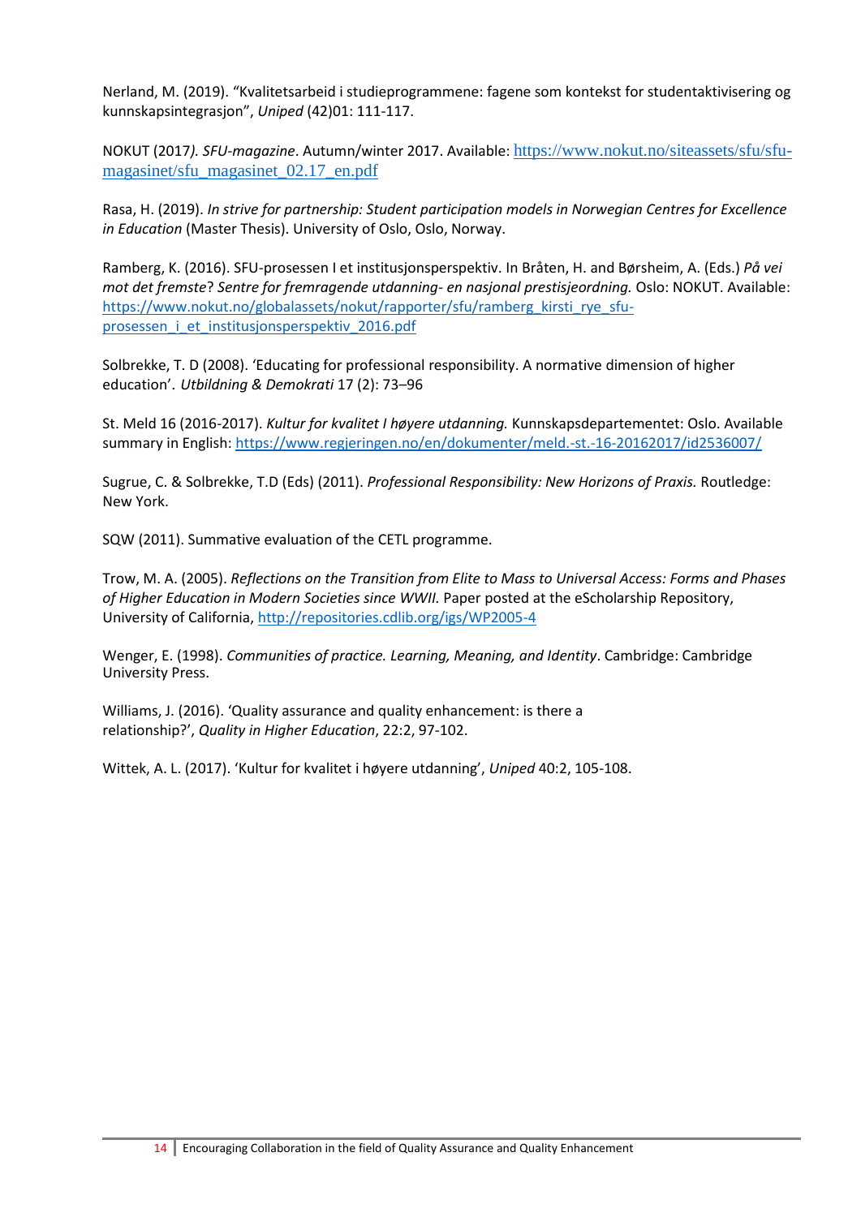Nerland, M. (2019). "Kvalitetsarbeid i studieprogrammene: fagene som kontekst for studentaktivisering og kunnskapsintegrasjon", *Uniped* (42)01: 111-117.

NOKUT (2017*). SFU-magazine*. Autumn/winter 2017. Available: https://www.nokut.no/siteassets/sfu/sfu-magasinet/sfu_magasinet_02.17_en.pdf

Rasa, H. (2019). *In strive for partnership: Student participation models in Norwegian Centres for Excellence in Education* (Master Thesis). University of Oslo, Oslo, Norway.

Ramberg, K. (2016). SFU-prosessen I et institusjonsperspektiv. In Bråten, H. and Børsheim, A. (Eds.) *På vei mot det fremste*? *Sentre for fremragende utdanning- en nasjonal prestisjeordning.* Oslo: NOKUT. Available: https://www.nokut.no/globalassets/nokut/rapporter/sfu/ramberg_kirsti_rye_sfu-prosessen_i_et_institusjonsperspektiv_2016.pdf

Solbrekke, T. D (2008). 'Educating for professional responsibility. A normative dimension of higher education'. *Utbildning & Demokrati* 17 (2): 73–96

St. Meld 16 (2016-2017). *Kultur for kvalitet I høyere utdanning.* Kunnskapsdepartementet: Oslo. Available summary in English: https://www.regjeringen.no/en/dokumenter/meld.-st.-16-20162017/id2536007/

Sugrue, C. & Solbrekke, T.D (Eds) (2011). *Professional Responsibility: New Horizons of Praxis.* Routledge: New York.

SQW (2011). Summative evaluation of the CETL programme.

Trow, M. A. (2005). *Reflections on the Transition from Elite to Mass to Universal Access: Forms and Phases of Higher Education in Modern Societies since WWII.* Paper posted at the eScholarship Repository, University of California, http://repositories.cdlib.org/igs/WP2005-4

Wenger, E. (1998). *Communities of practice. Learning, Meaning, and Identity*. Cambridge: Cambridge University Press.

Williams, J. (2016). 'Quality assurance and quality enhancement: is there a relationship?', *Quality in Higher Education*, 22:2, 97-102.

Wittek, A. L. (2017). 'Kultur for kvalitet i høyere utdanning', *Uniped* 40:2, 105-108.